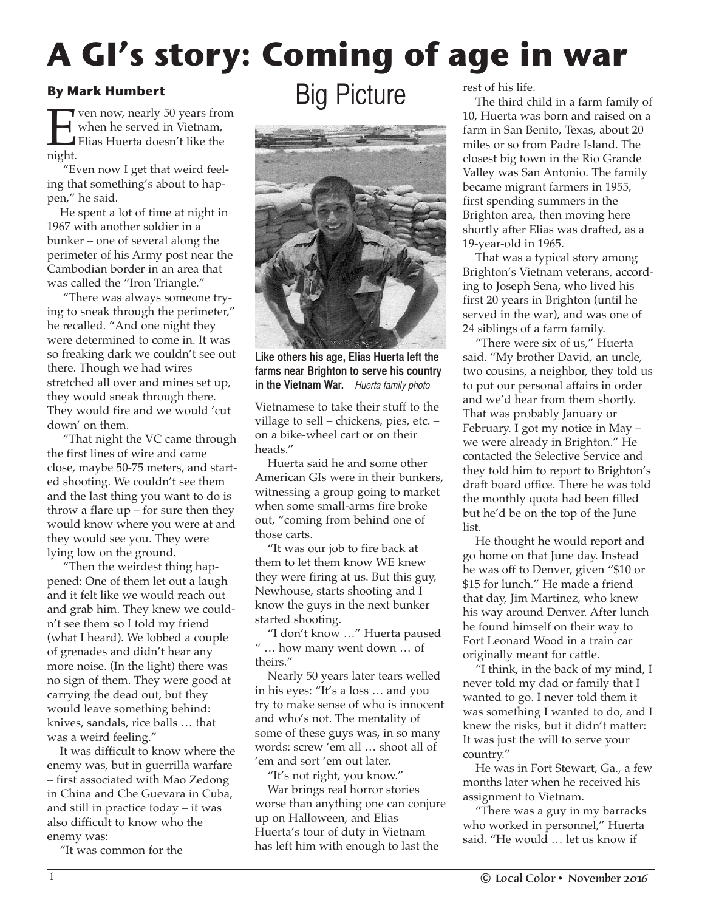# A GI's story: Coming of age in war

**By Mark Humbert**

Big Picture

Even now, nearly 50 years from when he served in Vietnam, Elias Huerta doesn't like the night.

"Even now I get that weird feeling that something's about to happen," he said.

He spent a lot of time at night in 1967 with another soldier in a bunker – one of several along the perimeter of his Army post near the Cambodian border in an area that was called the "Iron Triangle."

"There was always someone trying to sneak through the perimeter," he recalled. "And one night they were determined to come in. It was so freaking dark we couldn't see out there. Though we had wires stretched all over and mines set up, they would sneak through there. They would fire and we would 'cut down' on them.

"That night the VC came through the first lines of wire and came close, maybe 50-75 meters, and started shooting. We couldn't see them and the last thing you want to do is throw a flare up – for sure then they would know where you were at and they would see you. They were lying low on the ground.

"Then the weirdest thing happened: One of them let out a laugh and it felt like we would reach out and grab him. They knew we couldn't see them so I told my friend (what I heard). We lobbed a couple of grenades and didn't hear any more noise. (In the light) there was no sign of them. They were good at carrying the dead out, but they would leave something behind: knives, sandals, rice balls … that was a weird feeling."

It was difficult to know where the enemy was, but in guerrilla warfare – first associated with Mao Zedong in China and Che Guevara in Cuba, and still in practice today – it was also difficult to know who the enemy was:

"It was common for the Vietnamese to take their stuff to the village to sell – chickens, pies, etc. – on a bike-wheel cart or on their heads."

**Like others his age, Elias Huerta left the farms near Brighton to serve his country in the Vietnam War.** *Huerta family photo*

Huerta said he and some other American GIs were in their bunkers, witnessing a group going to market when some small-arms fire broke out, "coming from behind one of those carts.

"It was our job to fire back at them to let them know WE knew they were firing at us. But this guy, Newhouse, starts shooting and I know the guys in the next bunker started shooting.

"I don't know …" Huerta paused " … how many went down … of theirs."

Nearly 50 years later tears welled in his eyes: "It's a loss … and you try to make sense of who is innocent and who's not. The mentality of some of these guys was, in so many words: screw 'em all … shoot all of 'em and sort 'em out later.

"It's not right, you know."

War brings real horror stories worse than anything one can conjure up on Halloween, and Elias Huerta's tour of duty in Vietnam has left him with enough to last the rest of his life.

The third child in a farm family of 10, Huerta was born and raised on a farm in San Benito, Texas, about 20 miles or so from Padre Island. The closest big town in the Rio Grande Valley was San Antonio. The family became migrant farmers in 1955, first spending summers in the Brighton area, then moving here shortly after Elias was drafted, as a 19-year-old in 1965.

That was a typical story among Brighton's Vietnam veterans, according to Joseph Sena, who lived his first 20 years in Brighton (until he served in the war), and was one of 24 siblings of a farm family.

"There were six of us," Huerta said. "My brother David, an uncle, two cousins, a neighbor, they told us to put our personal affairs in order and we'd hear from them shortly. That was probably January or February. I got my notice in May – we were already in Brighton." He contacted the Selective Service and they told him to report to Brighton's draft board office. There he was told the monthly quota had been filled but he'd be on the top of the June list.

He thought he would report and go home on that June day. Instead he was off to Denver, given "$10 or $15 for lunch." He made a friend that day, Jim Martinez, who knew his way around Denver. After lunch he found himself on their way to Fort Leonard Wood in a train car originally meant for cattle.

"I think, in the back of my mind, I never told my dad or family that I wanted to go. I never told them it was something I wanted to do, and I knew the risks, but it didn't matter: It was just the will to serve your country."

He was in Fort Stewart, Ga., a few months later when he received his assignment to Vietnam.

"There was a guy in my barracks who worked in personnel," Huerta said. "He would … let us know if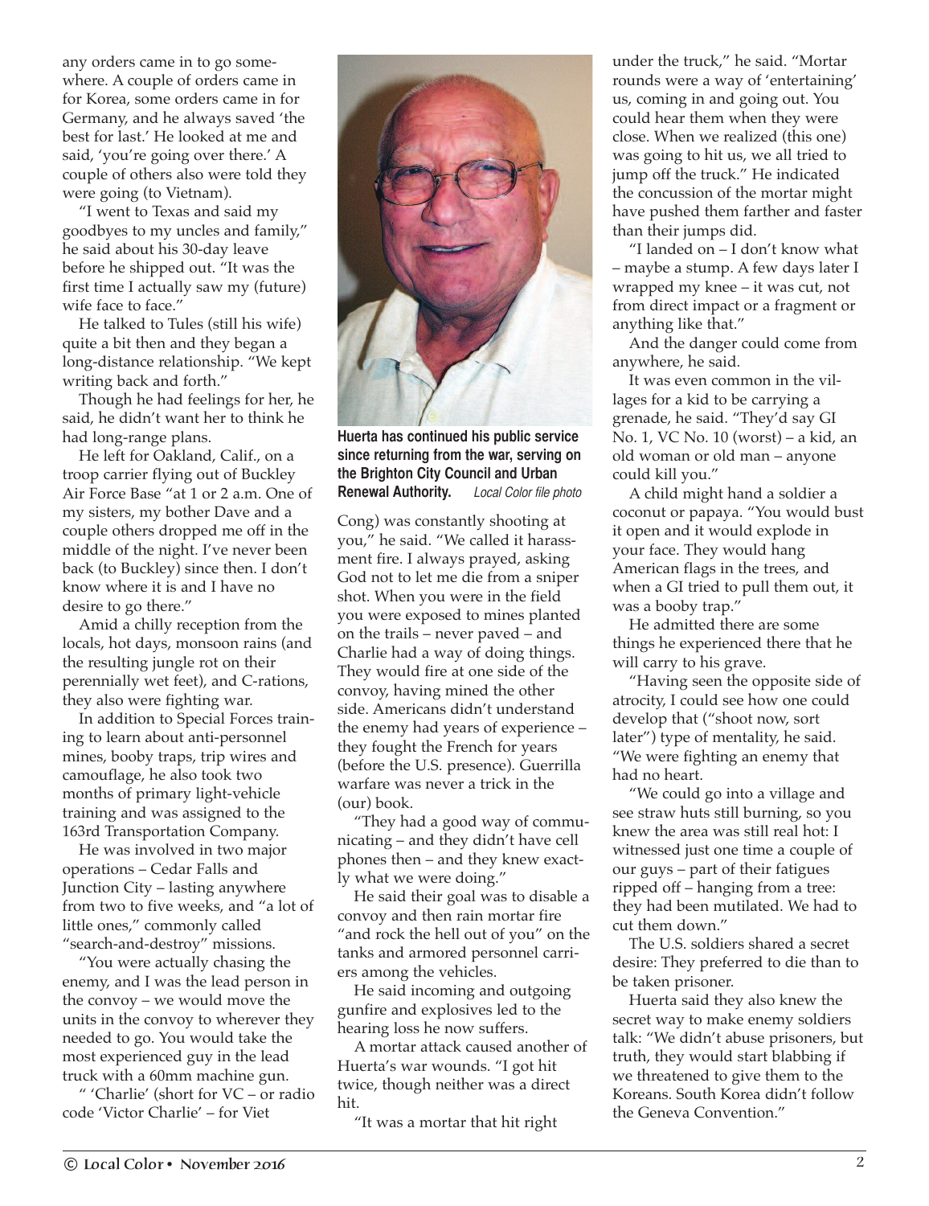any orders came in to go somewhere. A couple of orders came in for Korea, some orders came in for Germany, and he always saved 'the best for last.' He looked at me and said, 'you're going over there.' A couple of others also were told they were going (to Vietnam).

"I went to Texas and said my goodbyes to my uncles and family," he said about his 30-day leave before he shipped out. "It was the first time I actually saw my (future) wife face to face."

He talked to Tules (still his wife) quite a bit then and they began a long-distance relationship. "We kept writing back and forth."

Though he had feelings for her, he said, he didn't want her to think he had long-range plans.

He left for Oakland, Calif., on a troop carrier flying out of Buckley Air Force Base "at 1 or 2 a.m. One of my sisters, my bother Dave and a couple others dropped me off in the middle of the night. I've never been back (to Buckley) since then. I don't know where it is and I have no desire to go there."

Amid a chilly reception from the locals, hot days, monsoon rains (and the resulting jungle rot on their perennially wet feet), and C-rations, they also were fighting war.

In addition to Special Forces training to learn about anti-personnel mines, booby traps, trip wires and camouflage, he also took two months of primary light-vehicle training and was assigned to the 163rd Transportation Company.

He was involved in two major operations – Cedar Falls and Junction City – lasting anywhere from two to five weeks, and "a lot of little ones," commonly called "search-and-destroy" missions.

"You were actually chasing the enemy, and I was the lead person in the convoy – we would move the units in the convoy to wherever they needed to go. You would take the most experienced guy in the lead truck with a 60mm machine gun.

" 'Charlie' (short for VC – or radio code 'Victor Charlie' – for Viet Cong) was constantly shooting at you," he said. "We called it harassment fire. I always prayed, asking God not to let me die from a sniper shot. When you were in the field you were exposed to mines planted on the trails – never paved – and Charlie had a way of doing things. They would fire at one side of the convoy, having mined the other side. Americans didn't understand the enemy had years of experience – they fought the French for years (before the U.S. presence). Guerrilla warfare was never a trick in the (our) book.

"They had a good way of communicating – and they didn't have cell phones then – and they knew exactly what we were doing."

He said their goal was to disable a convoy and then rain mortar fire "and rock the hell out of you" on the tanks and armored personnel carriers among the vehicles.

He said incoming and outgoing gunfire and explosives led to the hearing loss he now suffers.

A mortar attack caused another of Huerta's war wounds. "I got hit twice, though neither was a direct hit.

"It was a mortar that hit right under the truck," he said. "Mortar rounds were a way of 'entertaining' us, coming in and going out. You could hear them when they were close. When we realized (this one) was going to hit us, we all tried to jump off the truck." He indicated the concussion of the mortar might have pushed them farther and faster than their jumps did.

"I landed on – I don't know what – maybe a stump. A few days later I wrapped my knee – it was cut, not from direct impact or a fragment or anything like that."

And the danger could come from anywhere, he said.

It was even common in the villages for a kid to be carrying a grenade, he said. "They'd say GI No. 1, VC No. 10 (worst) – a kid, an old woman or old man – anyone could kill you."

A child might hand a soldier a coconut or papaya. "You would bust it open and it would explode in your face. They would hang American flags in the trees, and when a GI tried to pull them out, it was a booby trap."

He admitted there are some things he experienced there that he will carry to his grave.

"Having seen the opposite side of atrocity, I could see how one could develop that ("shoot now, sort later") type of mentality, he said. "We were fighting an enemy that had no heart.

"We could go into a village and see straw huts still burning, so you knew the area was still real hot: I witnessed just one time a couple of our guys – part of their fatigues ripped off – hanging from a tree: they had been mutilated. We had to cut them down."

The U.S. soldiers shared a secret desire: They preferred to die than to be taken prisoner.

Huerta said they also knew the secret way to make enemy soldiers talk: "We didn't abuse prisoners, but truth, they would start blabbing if we threatened to give them to the Koreans. South Korea didn't follow the Geneva Convention."

**Huerta has continued his public service since returning from the war, serving on the Brighton City Council and Urban Renewal Authority.** *Local Color file photo*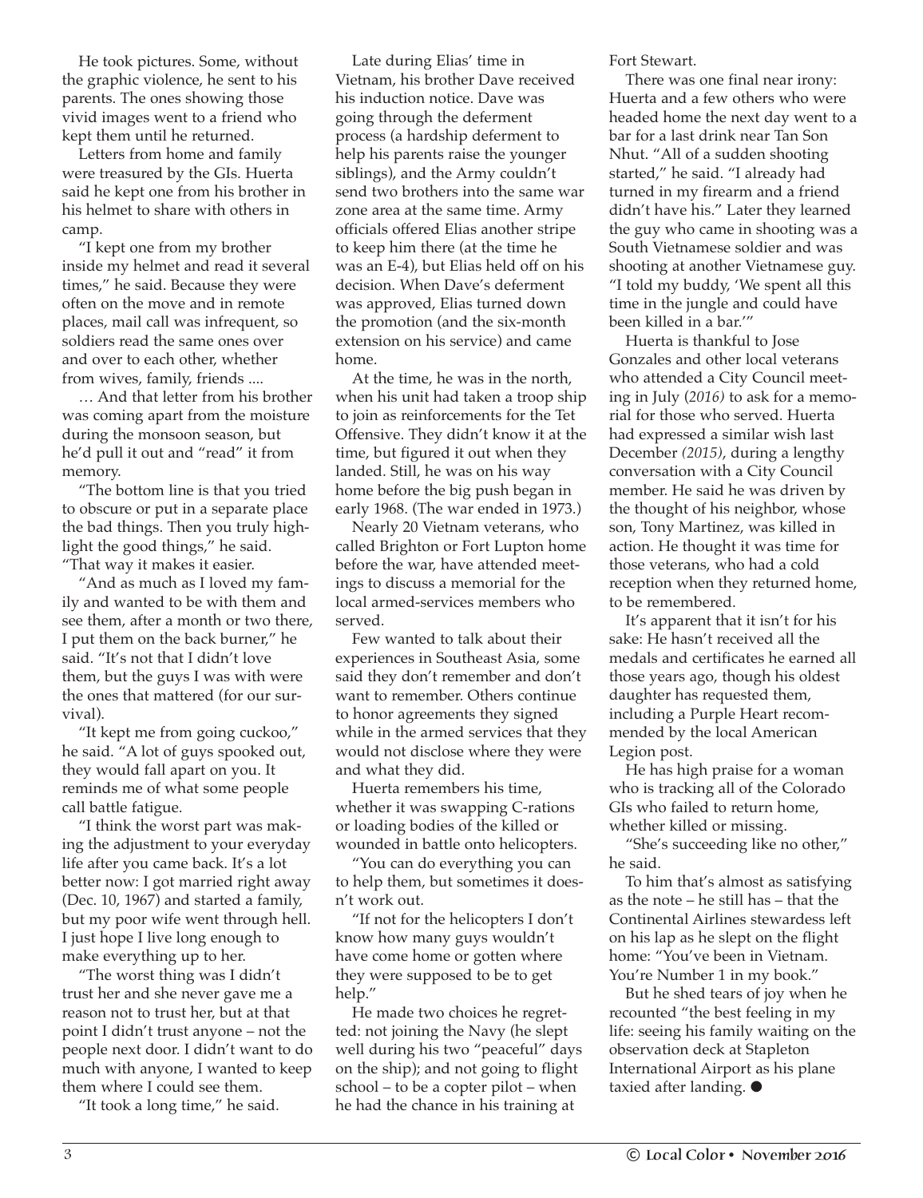He took pictures. Some, without the graphic violence, he sent to his parents. The ones showing those vivid images went to a friend who kept them until he returned.

Letters from home and family were treasured by the GIs. Huerta said he kept one from his brother in his helmet to share with others in camp.

"I kept one from my brother inside my helmet and read it several times," he said. Because they were often on the move and in remote places, mail call was infrequent, so soldiers read the same ones over and over to each other, whether from wives, family, friends ....

… And that letter from his brother was coming apart from the moisture during the monsoon season, but he'd pull it out and "read" it from memory.

"The bottom line is that you tried to obscure or put in a separate place the bad things. Then you truly highlight the good things," he said. "That way it makes it easier.

"And as much as I loved my family and wanted to be with them and see them, after a month or two there, I put them on the back burner," he said. "It's not that I didn't love them, but the guys I was with were the ones that mattered (for our survival).

"It kept me from going cuckoo," he said. "A lot of guys spooked out, they would fall apart on you. It reminds me of what some people call battle fatigue.

"I think the worst part was making the adjustment to your everyday life after you came back. It's a lot better now: I got married right away (Dec. 10, 1967) and started a family, but my poor wife went through hell. I just hope I live long enough to make everything up to her.

"The worst thing was I didn't trust her and she never gave me a reason not to trust her, but at that point I didn't trust anyone – not the people next door. I didn't want to do much with anyone, I wanted to keep them where I could see them.

"It took a long time," he said.

Late during Elias' time in Vietnam, his brother Dave received his induction notice. Dave was going through the deferment process (a hardship deferment to help his parents raise the younger siblings), and the Army couldn't send two brothers into the same war zone area at the same time. Army officials offered Elias another stripe to keep him there (at the time he was an E-4), but Elias held off on his decision. When Dave's deferment was approved, Elias turned down the promotion (and the six-month extension on his service) and came home.

At the time, he was in the north, when his unit had taken a troop ship to join as reinforcements for the Tet Offensive. They didn't know it at the time, but figured it out when they landed. Still, he was on his way home before the big push began in early 1968. (The war ended in 1973.)

Nearly 20 Vietnam veterans, who called Brighton or Fort Lupton home before the war, have attended meetings to discuss a memorial for the local armed-services members who served.

Few wanted to talk about their experiences in Southeast Asia, some said they don't remember and don't want to remember. Others continue to honor agreements they signed while in the armed services that they would not disclose where they were and what they did.

Huerta remembers his time, whether it was swapping C-rations or loading bodies of the killed or wounded in battle onto helicopters.

"You can do everything you can to help them, but sometimes it doesn't work out.

"If not for the helicopters I don't know how many guys wouldn't have come home or gotten where they were supposed to be to get help."

He made two choices he regretted: not joining the Navy (he slept well during his two "peaceful" days on the ship); and not going to flight school – to be a copter pilot – when he had the chance in his training at Fort Stewart.

There was one final near irony: Huerta and a few others who were headed home the next day went to a bar for a last drink near Tan Son Nhut. "All of a sudden shooting started," he said. "I already had turned in my firearm and a friend didn't have his." Later they learned the guy who came in shooting was a South Vietnamese soldier and was shooting at another Vietnamese guy. "I told my buddy, 'We spent all this time in the jungle and could have been killed in a bar.'"

Huerta is thankful to Jose Gonzales and other local veterans who attended a City Council meeting in July (*2016)* to ask for a memorial for those who served. Huerta had expressed a similar wish last December *(2015)*, during a lengthy conversation with a City Council member. He said he was driven by the thought of his neighbor, whose son, Tony Martinez, was killed in action. He thought it was time for those veterans, who had a cold reception when they returned home, to be remembered.

It's apparent that it isn't for his sake: He hasn't received all the medals and certificates he earned all those years ago, though his oldest daughter has requested them, including a Purple Heart recommended by the local American Legion post.

He has high praise for a woman who is tracking all of the Colorado GIs who failed to return home, whether killed or missing.

"She's succeeding like no other," he said.

To him that's almost as satisfying as the note – he still has – that the Continental Airlines stewardess left on his lap as he slept on the flight home: "You've been in Vietnam. You're Number 1 in my book."

But he shed tears of joy when he recounted "the best feeling in my life: seeing his family waiting on the observation deck at Stapleton International Airport as his plane taxied after landing. ●